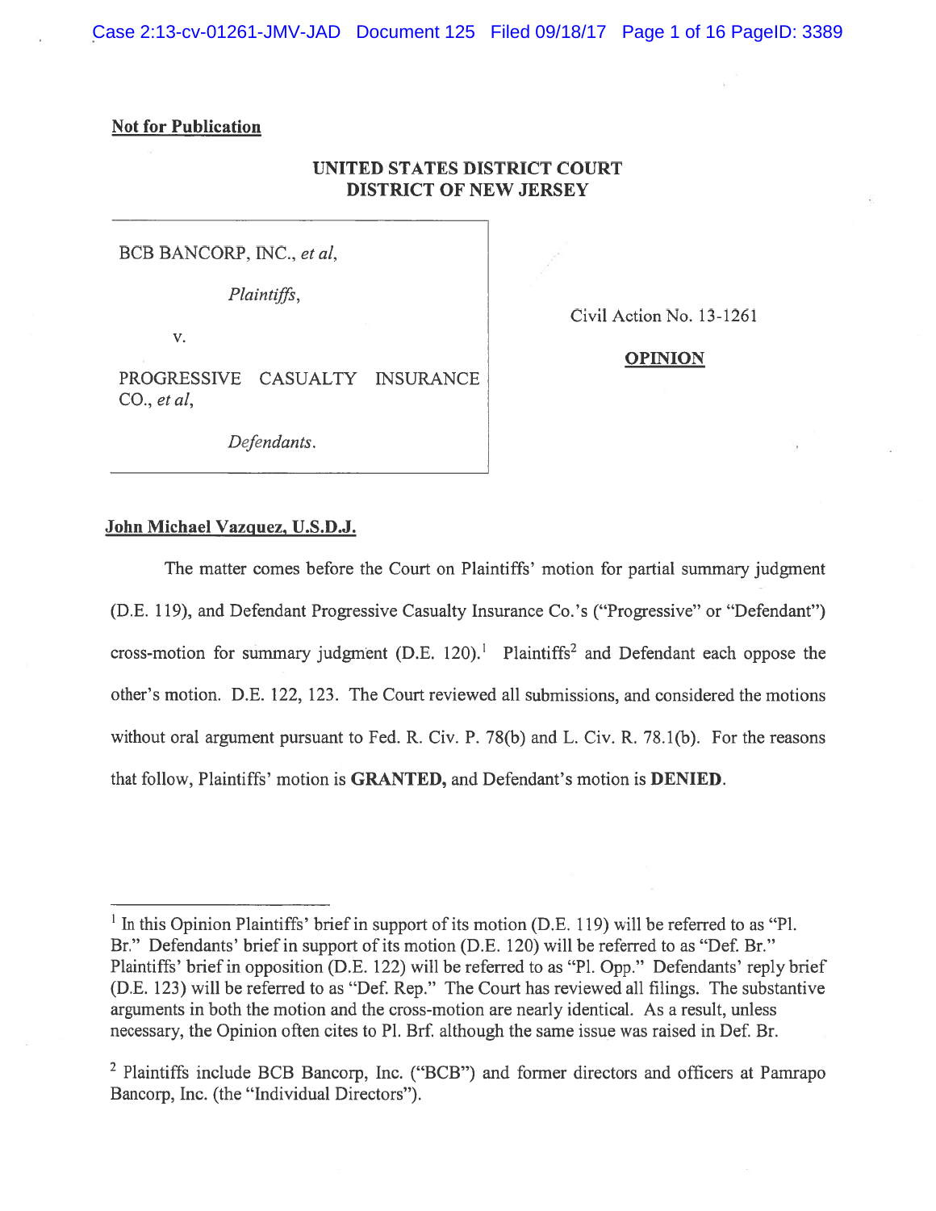**Not for Publication**

UNITED STATES DISTRICT COURT
DISTRICT OF NEW JERSEY

| | |
|---|---|
| BCB BANCORP, INC., *et al*,<br><br>*Plaintiffs*,<br><br>v.<br><br>PROGRESSIVE CASUALTY INSURANCE CO., *et al*,<br><br>*Defendants*. | Civil Action No. 13-1261<br><br>**OPINION** |

**John Michael Vazquez, U.S.D.J.**

The matter comes before the Court on Plaintiffs' motion for partial summary judgment (D.E. 119), and Defendant Progressive Casualty Insurance Co.'s ("Progressive" or "Defendant") cross-motion for summary judgment (D.E. 120).[1] Plaintiffs[2] and Defendant each oppose the other's motion. D.E. 122, 123. The Court reviewed all submissions, and considered the motions without oral argument pursuant to Fed. R. Civ. P. 78(b) and L. Civ. R. 78.1(b). For the reasons that follow, Plaintiffs' motion is **GRANTED,** and Defendant's motion is **DENIED**.

---

[1] In this Opinion Plaintiffs' brief in support of its motion (D.E. 119) will be referred to as "Pl. Br." Defendants' brief in support of its motion (D.E. 120) will be referred to as "Def. Br." Plaintiffs' brief in opposition (D.E. 122) will be referred to as "Pl. Opp." Defendants' reply brief (D.E. 123) will be referred to as "Def. Rep." The Court has reviewed all filings. The substantive arguments in both the motion and the cross-motion are nearly identical. As a result, unless necessary, the Opinion often cites to Pl. Brf. although the same issue was raised in Def. Br.

[2] Plaintiffs include BCB Bancorp, Inc. ("BCB") and former directors and officers at Pamrapo Bancorp, Inc. (the "Individual Directors").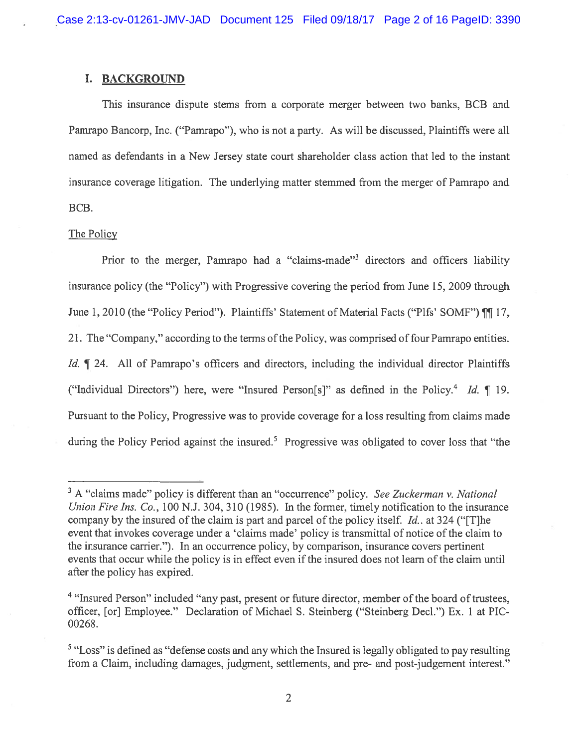## I. BACKGROUND

This insurance dispute stems from a corporate merger between two banks, BCB and Pamrapo Bancorp, Inc. ("Pamrapo"), who is not a party. As will be discussed, Plaintiffs were all named as defendants in a New Jersey state court shareholder class action that led to the instant insurance coverage litigation. The underlying matter stemmed from the merger of Pamrapo and BCB.

The Policy

Prior to the merger, Pamrapo had a "claims-made"[3] directors and officers liability insurance policy (the "Policy") with Progressive covering the period from June 15, 2009 through June 1, 2010 (the "Policy Period"). Plaintiffs' Statement of Material Facts ("Plfs' SOMF") ¶¶ 17, 21. The "Company," according to the terms of the Policy, was comprised of four Pamrapo entities. *Id.* ¶ 24. All of Pamrapo's officers and directors, including the individual director Plaintiffs ("Individual Directors") here, were "Insured Person[s]" as defined in the Policy.[4] *Id.* ¶ 19. Pursuant to the Policy, Progressive was to provide coverage for a loss resulting from claims made during the Policy Period against the insured.[5] Progressive was obligated to cover loss that "the

---

[3] A "claims made" policy is different than an "occurrence" policy. *See Zuckerman v. National Union Fire Ins. Co.*, 100 N.J. 304, 310 (1985). In the former, timely notification to the insurance company by the insured of the claim is part and parcel of the policy itself. *Id.*. at 324 ("[T]he event that invokes coverage under a 'claims made' policy is transmittal of notice of the claim to the insurance carrier."). In an occurrence policy, by comparison, insurance covers pertinent events that occur while the policy is in effect even if the insured does not learn of the claim until after the policy has expired.

[4] "Insured Person" included "any past, present or future director, member of the board of trustees, officer, [or] Employee." Declaration of Michael S. Steinberg ("Steinberg Decl.") Ex. 1 at PIC-00268.

[5] "Loss" is defined as "defense costs and any which the Insured is legally obligated to pay resulting from a Claim, including damages, judgment, settlements, and pre- and post-judgement interest."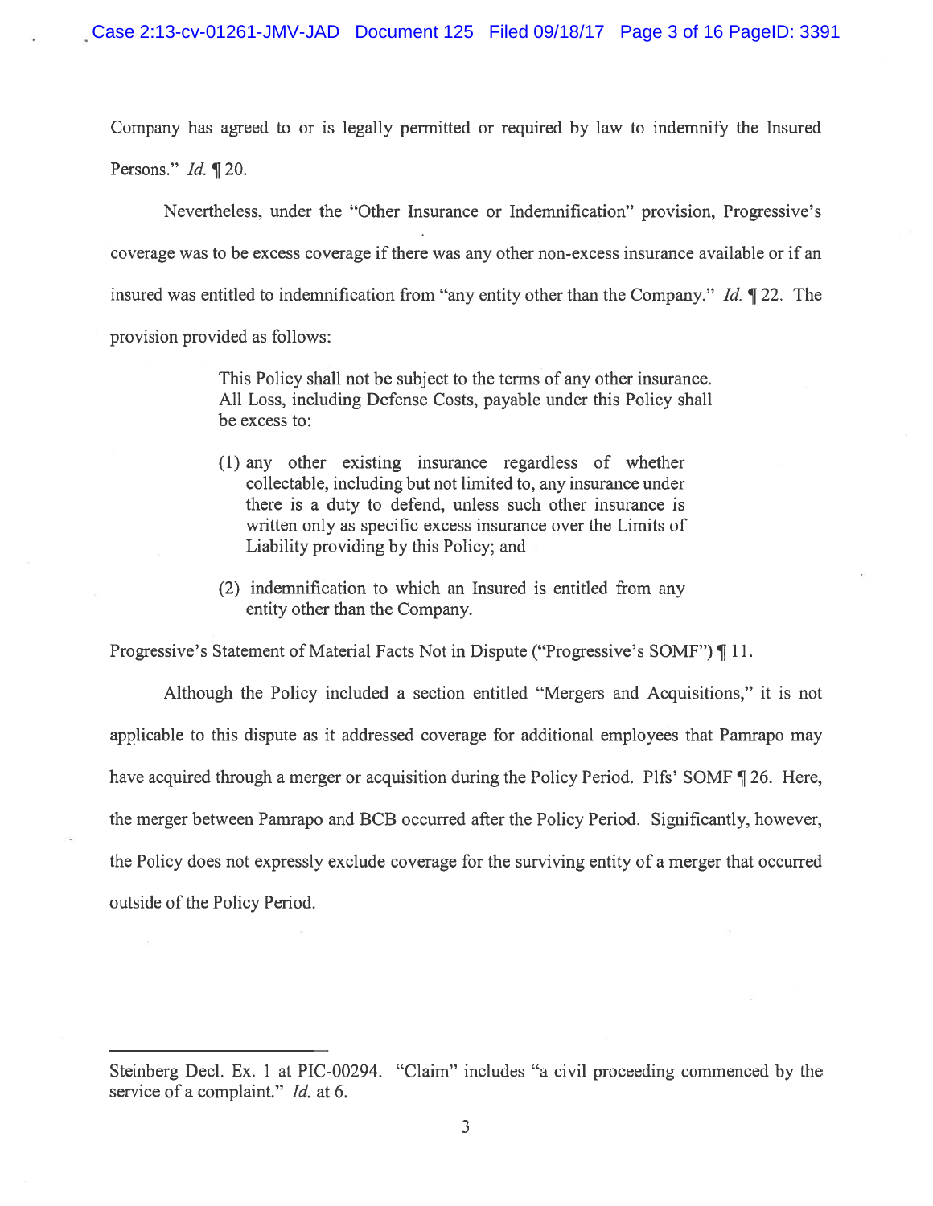Company has agreed to or is legally permitted or required by law to indemnify the Insured Persons." *Id.* ¶ 20.

Nevertheless, under the "Other Insurance or Indemnification" provision, Progressive's coverage was to be excess coverage if there was any other non-excess insurance available or if an insured was entitled to indemnification from "any entity other than the Company." *Id.* ¶ 22. The provision provided as follows:

> This Policy shall not be subject to the terms of any other insurance. All Loss, including Defense Costs, payable under this Policy shall be excess to:
>
> (1) any other existing insurance regardless of whether collectable, including but not limited to, any insurance under there is a duty to defend, unless such other insurance is written only as specific excess insurance over the Limits of Liability providing by this Policy; and
>
> (2) indemnification to which an Insured is entitled from any entity other than the Company.

Progressive's Statement of Material Facts Not in Dispute ("Progressive's SOMF") ¶ 11.

Although the Policy included a section entitled "Mergers and Acquisitions," it is not applicable to this dispute as it addressed coverage for additional employees that Pamrapo may have acquired through a merger or acquisition during the Policy Period. Plfs' SOMF ¶ 26. Here, the merger between Pamrapo and BCB occurred after the Policy Period. Significantly, however, the Policy does not expressly exclude coverage for the surviving entity of a merger that occurred outside of the Policy Period.

---

Steinberg Decl. Ex. 1 at PIC-00294. "Claim" includes "a civil proceeding commenced by the service of a complaint." *Id.* at 6.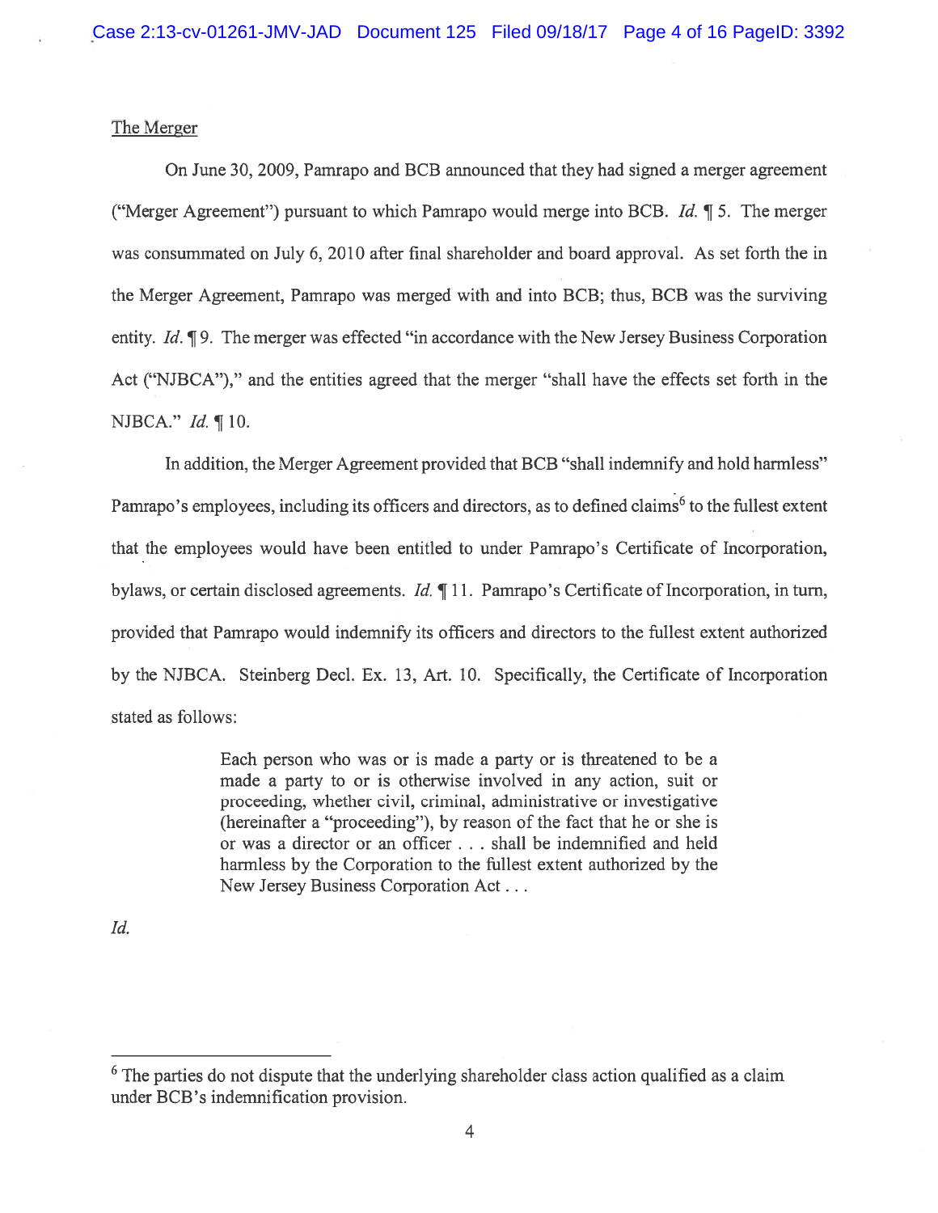The Merger

On June 30, 2009, Pamrapo and BCB announced that they had signed a merger agreement ("Merger Agreement") pursuant to which Pamrapo would merge into BCB. *Id.* ¶ 5. The merger was consummated on July 6, 2010 after final shareholder and board approval. As set forth the in the Merger Agreement, Pamrapo was merged with and into BCB; thus, BCB was the surviving entity. *Id.* ¶ 9. The merger was effected "in accordance with the New Jersey Business Corporation Act ("NJBCA")," and the entities agreed that the merger "shall have the effects set forth in the NJBCA." *Id.* ¶ 10.

In addition, the Merger Agreement provided that BCB "shall indemnify and hold harmless" Pamrapo's employees, including its officers and directors, as to defined claims[6] to the fullest extent that the employees would have been entitled to under Pamrapo's Certificate of Incorporation, bylaws, or certain disclosed agreements. *Id.* ¶ 11. Pamrapo's Certificate of Incorporation, in turn, provided that Pamrapo would indemnify its officers and directors to the fullest extent authorized by the NJBCA. Steinberg Decl. Ex. 13, Art. 10. Specifically, the Certificate of Incorporation stated as follows:

> Each person who was or is made a party or is threatened to be a made a party to or is otherwise involved in any action, suit or proceeding, whether civil, criminal, administrative or investigative (hereinafter a "proceeding"), by reason of the fact that he or she is or was a director or an officer . . . shall be indemnified and held harmless by the Corporation to the fullest extent authorized by the New Jersey Business Corporation Act . . .

*Id.*

---

[6] The parties do not dispute that the underlying shareholder class action qualified as a claim under BCB's indemnification provision.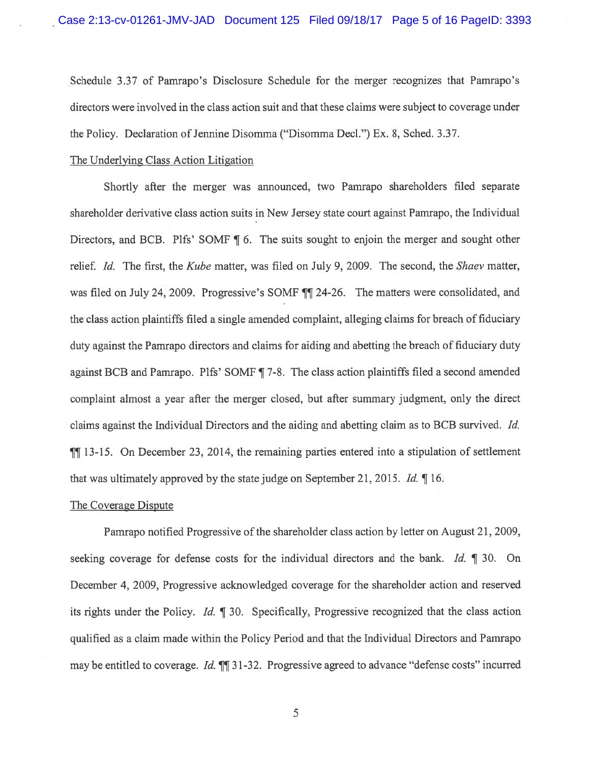Schedule 3.37 of Pamrapo's Disclosure Schedule for the merger recognizes that Pamrapo's directors were involved in the class action suit and that these claims were subject to coverage under the Policy. Declaration of Jennine Disomma ("Disomma Decl.") Ex. 8, Sched. 3.37.

The Underlying Class Action Litigation

Shortly after the merger was announced, two Pamrapo shareholders filed separate shareholder derivative class action suits in New Jersey state court against Pamrapo, the Individual Directors, and BCB. Plfs' SOMF ¶ 6. The suits sought to enjoin the merger and sought other relief. *Id.* The first, the *Kube* matter, was filed on July 9, 2009. The second, the *Shaev* matter, was filed on July 24, 2009. Progressive's SOMF ¶¶ 24-26. The matters were consolidated, and the class action plaintiffs filed a single amended complaint, alleging claims for breach of fiduciary duty against the Pamrapo directors and claims for aiding and abetting the breach of fiduciary duty against BCB and Pamrapo. Plfs' SOMF ¶ 7-8. The class action plaintiffs filed a second amended complaint almost a year after the merger closed, but after summary judgment, only the direct claims against the Individual Directors and the aiding and abetting claim as to BCB survived. *Id.* ¶¶ 13-15. On December 23, 2014, the remaining parties entered into a stipulation of settlement that was ultimately approved by the state judge on September 21, 2015. *Id.* ¶ 16.

The Coverage Dispute

Pamrapo notified Progressive of the shareholder class action by letter on August 21, 2009, seeking coverage for defense costs for the individual directors and the bank. *Id.* ¶ 30. On December 4, 2009, Progressive acknowledged coverage for the shareholder action and reserved its rights under the Policy. *Id.* ¶ 30. Specifically, Progressive recognized that the class action qualified as a claim made within the Policy Period and that the Individual Directors and Pamrapo may be entitled to coverage. *Id.* ¶¶ 31-32. Progressive agreed to advance "defense costs" incurred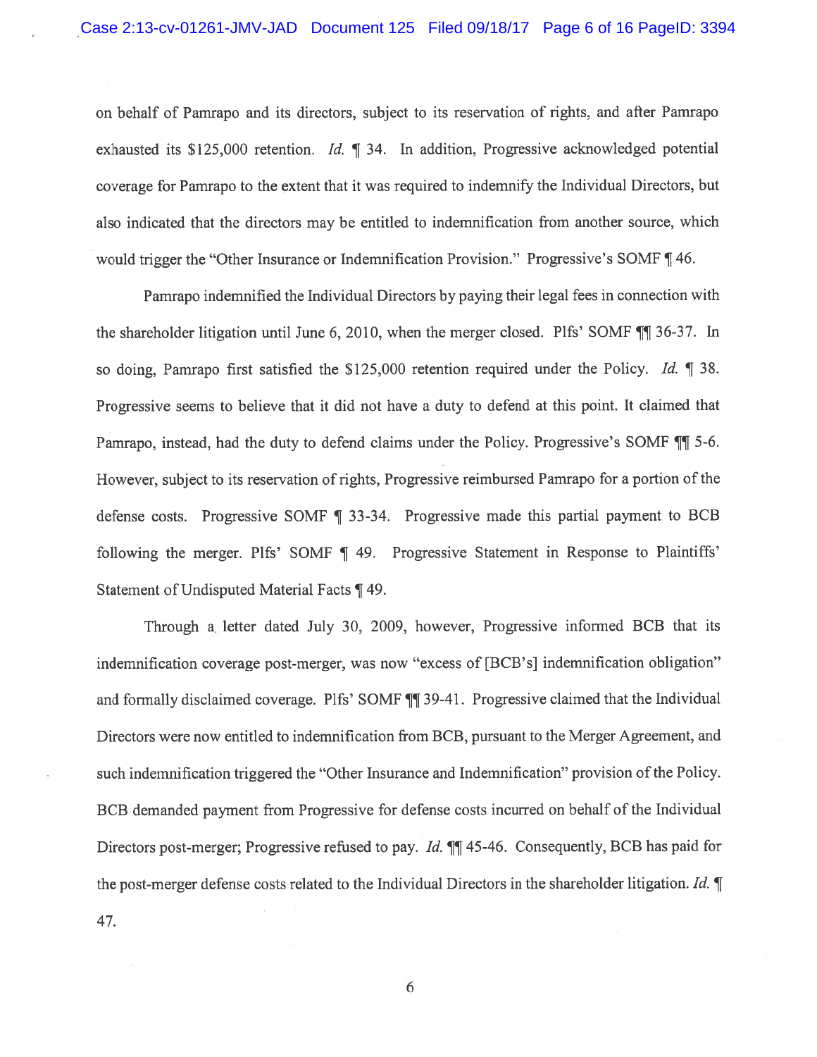on behalf of Pamrapo and its directors, subject to its reservation of rights, and after Pamrapo exhausted its $125,000 retention. *Id.* ¶ 34. In addition, Progressive acknowledged potential coverage for Pamrapo to the extent that it was required to indemnify the Individual Directors, but also indicated that the directors may be entitled to indemnification from another source, which would trigger the "Other Insurance or Indemnification Provision." Progressive's SOMF ¶ 46.

Pamrapo indemnified the Individual Directors by paying their legal fees in connection with the shareholder litigation until June 6, 2010, when the merger closed. Plfs' SOMF ¶¶ 36-37. In so doing, Pamrapo first satisfied the $125,000 retention required under the Policy. *Id.* ¶ 38. Progressive seems to believe that it did not have a duty to defend at this point. It claimed that Pamrapo, instead, had the duty to defend claims under the Policy. Progressive's SOMF ¶¶ 5-6. However, subject to its reservation of rights, Progressive reimbursed Pamrapo for a portion of the defense costs. Progressive SOMF ¶ 33-34. Progressive made this partial payment to BCB following the merger. Plfs' SOMF ¶ 49. Progressive Statement in Response to Plaintiffs' Statement of Undisputed Material Facts ¶ 49.

Through a letter dated July 30, 2009, however, Progressive informed BCB that its indemnification coverage post-merger, was now "excess of [BCB's] indemnification obligation" and formally disclaimed coverage. Plfs' SOMF ¶¶ 39-41. Progressive claimed that the Individual Directors were now entitled to indemnification from BCB, pursuant to the Merger Agreement, and such indemnification triggered the "Other Insurance and Indemnification" provision of the Policy. BCB demanded payment from Progressive for defense costs incurred on behalf of the Individual Directors post-merger; Progressive refused to pay. *Id.* ¶¶ 45-46. Consequently, BCB has paid for the post-merger defense costs related to the Individual Directors in the shareholder litigation. *Id.* ¶ 47.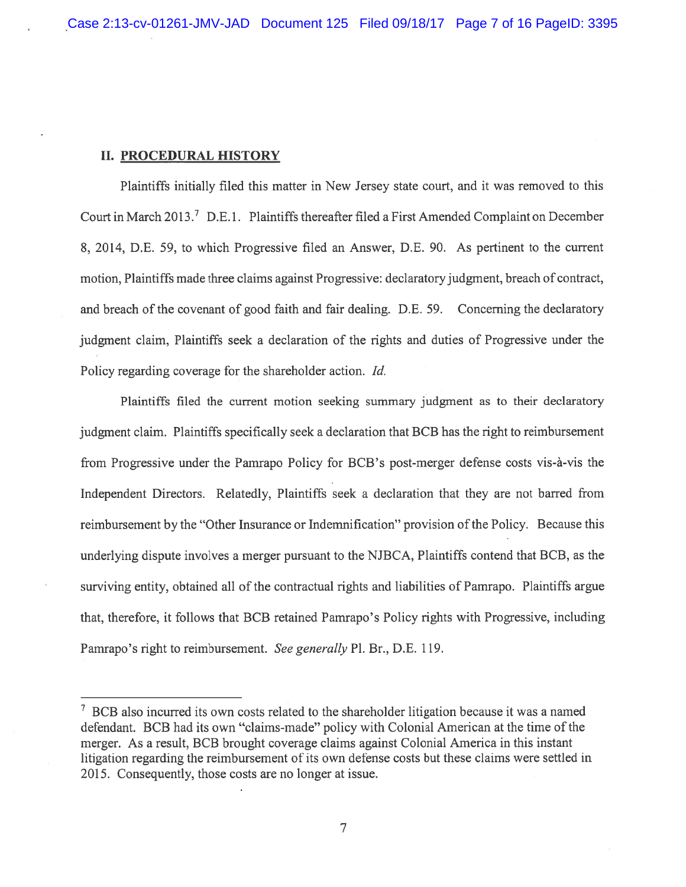## II. PROCEDURAL HISTORY

Plaintiffs initially filed this matter in New Jersey state court, and it was removed to this Court in March 2013.[7] D.E.1. Plaintiffs thereafter filed a First Amended Complaint on December 8, 2014, D.E. 59, to which Progressive filed an Answer, D.E. 90. As pertinent to the current motion, Plaintiffs made three claims against Progressive: declaratory judgment, breach of contract, and breach of the covenant of good faith and fair dealing. D.E. 59. Concerning the declaratory judgment claim, Plaintiffs seek a declaration of the rights and duties of Progressive under the Policy regarding coverage for the shareholder action. *Id.*

Plaintiffs filed the current motion seeking summary judgment as to their declaratory judgment claim. Plaintiffs specifically seek a declaration that BCB has the right to reimbursement from Progressive under the Pamrapo Policy for BCB's post-merger defense costs vis-à-vis the Independent Directors. Relatedly, Plaintiffs seek a declaration that they are not barred from reimbursement by the "Other Insurance or Indemnification" provision of the Policy. Because this underlying dispute involves a merger pursuant to the NJBCA, Plaintiffs contend that BCB, as the surviving entity, obtained all of the contractual rights and liabilities of Pamrapo. Plaintiffs argue that, therefore, it follows that BCB retained Pamrapo's Policy rights with Progressive, including Pamrapo's right to reimbursement. *See generally* Pl. Br., D.E. 119.

---

[7] BCB also incurred its own costs related to the shareholder litigation because it was a named defendant. BCB had its own "claims-made" policy with Colonial American at the time of the merger. As a result, BCB brought coverage claims against Colonial America in this instant litigation regarding the reimbursement of its own defense costs but these claims were settled in 2015. Consequently, those costs are no longer at issue.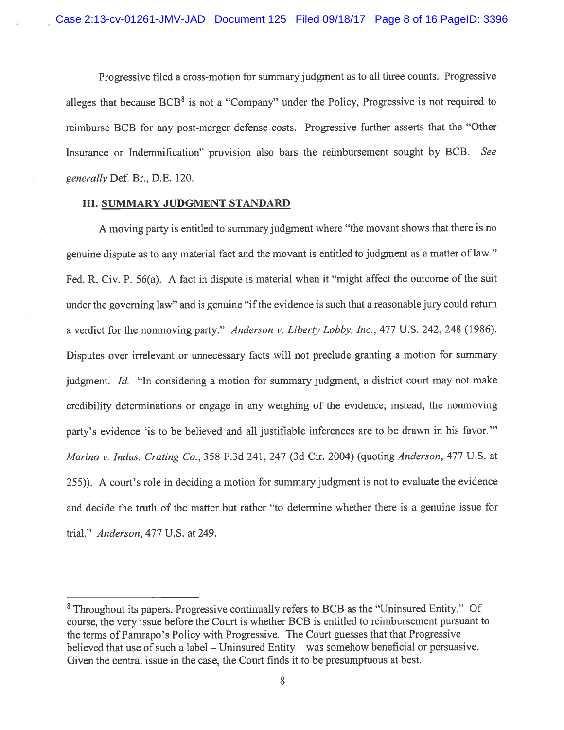Progressive filed a cross-motion for summary judgment as to all three counts. Progressive alleges that because BCB[8] is not a "Company" under the Policy, Progressive is not required to reimburse BCB for any post-merger defense costs. Progressive further asserts that the "Other Insurance or Indemnification" provision also bars the reimbursement sought by BCB. *See generally* Def. Br., D.E. 120.

### III. SUMMARY JUDGMENT STANDARD

A moving party is entitled to summary judgment where "the movant shows that there is no genuine dispute as to any material fact and the movant is entitled to judgment as a matter of law." Fed. R. Civ. P. 56(a). A fact in dispute is material when it "might affect the outcome of the suit under the governing law" and is genuine "if the evidence is such that a reasonable jury could return a verdict for the nonmoving party." *Anderson v. Liberty Lobby, Inc.*, 477 U.S. 242, 248 (1986). Disputes over irrelevant or unnecessary facts will not preclude granting a motion for summary judgment. *Id.* "In considering a motion for summary judgment, a district court may not make credibility determinations or engage in any weighing of the evidence; instead, the nonmoving party's evidence 'is to be believed and all justifiable inferences are to be drawn in his favor.'" *Marino v. Indus. Crating Co.*, 358 F.3d 241, 247 (3d Cir. 2004) (quoting *Anderson*, 477 U.S. at 255)). A court's role in deciding a motion for summary judgment is not to evaluate the evidence and decide the truth of the matter but rather "to determine whether there is a genuine issue for trial." *Anderson*, 477 U.S. at 249.

---

[8] Throughout its papers, Progressive continually refers to BCB as the "Uninsured Entity." Of course, the very issue before the Court is whether BCB is entitled to reimbursement pursuant to the terms of Pamrapo's Policy with Progressive. The Court guesses that that Progressive believed that use of such a label – Uninsured Entity – was somehow beneficial or persuasive. Given the central issue in the case, the Court finds it to be presumptuous at best.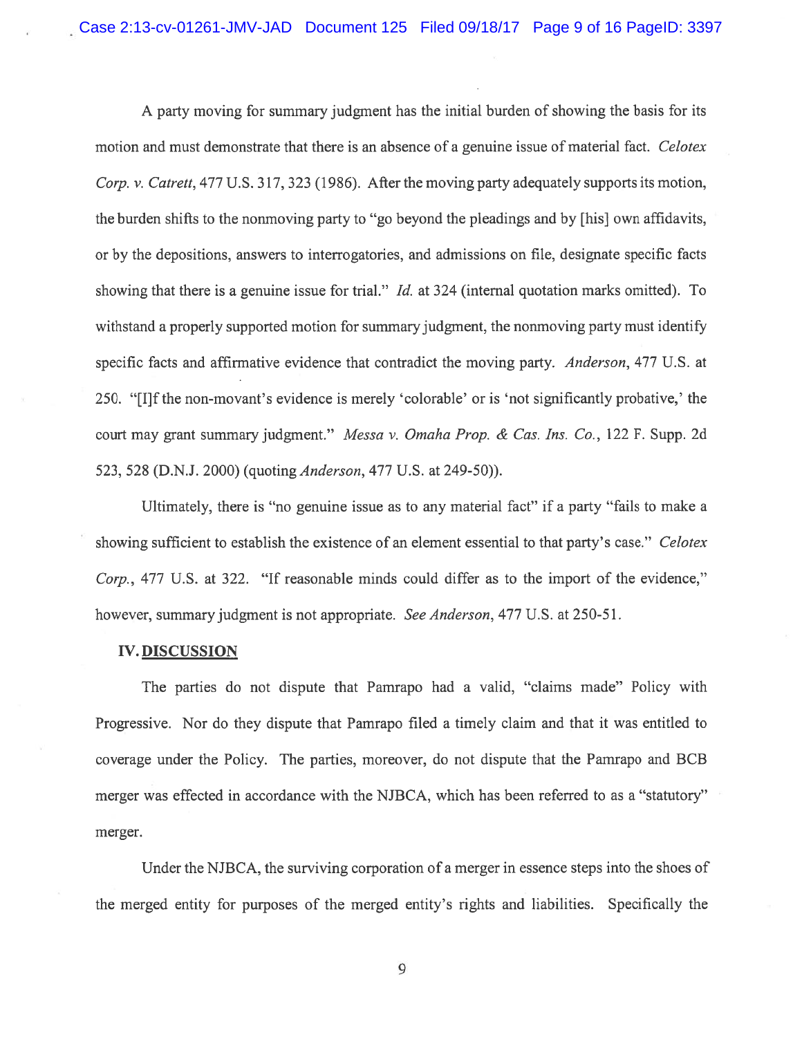A party moving for summary judgment has the initial burden of showing the basis for its motion and must demonstrate that there is an absence of a genuine issue of material fact. *Celotex Corp. v. Catrett*, 477 U.S. 317, 323 (1986). After the moving party adequately supports its motion, the burden shifts to the nonmoving party to "go beyond the pleadings and by [his] own affidavits, or by the depositions, answers to interrogatories, and admissions on file, designate specific facts showing that there is a genuine issue for trial." *Id.* at 324 (internal quotation marks omitted). To withstand a properly supported motion for summary judgment, the nonmoving party must identify specific facts and affirmative evidence that contradict the moving party. *Anderson*, 477 U.S. at 250. "[I]f the non-movant's evidence is merely 'colorable' or is 'not significantly probative,' the court may grant summary judgment." *Messa v. Omaha Prop. & Cas. Ins. Co.*, 122 F. Supp. 2d 523, 528 (D.N.J. 2000) (quoting *Anderson*, 477 U.S. at 249-50)).

Ultimately, there is "no genuine issue as to any material fact" if a party "fails to make a showing sufficient to establish the existence of an element essential to that party's case." *Celotex Corp.*, 477 U.S. at 322. "If reasonable minds could differ as to the import of the evidence," however, summary judgment is not appropriate. *See Anderson*, 477 U.S. at 250-51.

## IV. DISCUSSION

The parties do not dispute that Pamrapo had a valid, "claims made" Policy with Progressive. Nor do they dispute that Pamrapo filed a timely claim and that it was entitled to coverage under the Policy. The parties, moreover, do not dispute that the Pamrapo and BCB merger was effected in accordance with the NJBCA, which has been referred to as a "statutory" merger.

Under the NJBCA, the surviving corporation of a merger in essence steps into the shoes of the merged entity for purposes of the merged entity's rights and liabilities. Specifically the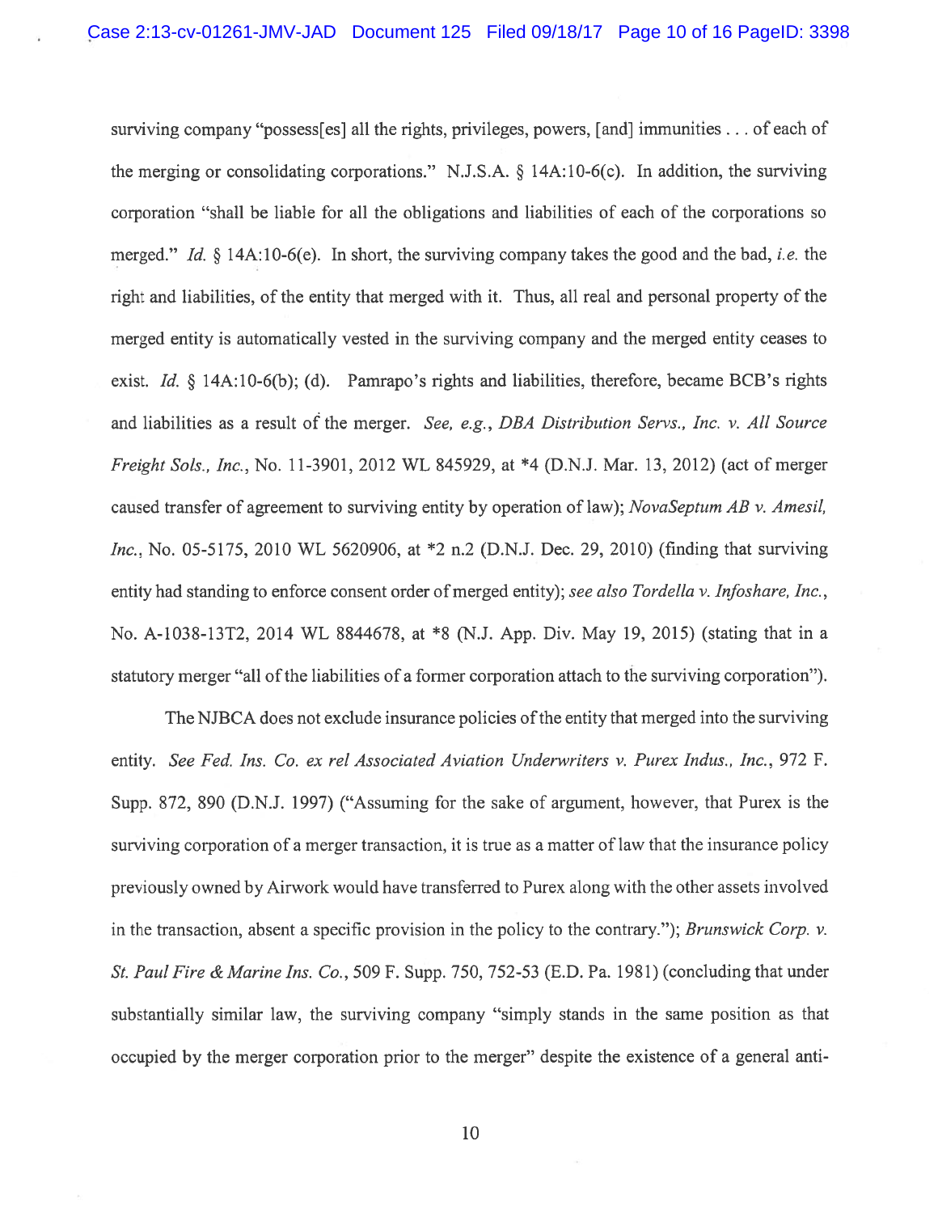surviving company "possess[es] all the rights, privileges, powers, [and] immunities . . . of each of the merging or consolidating corporations." N.J.S.A. § 14A:10-6(c). In addition, the surviving corporation "shall be liable for all the obligations and liabilities of each of the corporations so merged." *Id.* § 14A:10-6(e). In short, the surviving company takes the good and the bad, *i.e.* the right and liabilities, of the entity that merged with it. Thus, all real and personal property of the merged entity is automatically vested in the surviving company and the merged entity ceases to exist. *Id.* § 14A:10-6(b); (d). Pamrapo's rights and liabilities, therefore, became BCB's rights and liabilities as a result of the merger. *See, e.g., DBA Distribution Servs., Inc. v. All Source Freight Sols., Inc.*, No. 11-3901, 2012 WL 845929, at *4 (D.N.J. Mar. 13, 2012) (act of merger caused transfer of agreement to surviving entity by operation of law); *NovaSeptum AB v. Amesil, Inc.*, No. 05-5175, 2010 WL 5620906, at *2 n.2 (D.N.J. Dec. 29, 2010) (finding that surviving entity had standing to enforce consent order of merged entity); *see also Tordella v. Infoshare, Inc.*, No. A-1038-13T2, 2014 WL 8844678, at *8 (N.J. App. Div. May 19, 2015) (stating that in a statutory merger "all of the liabilities of a former corporation attach to the surviving corporation").

The NJBCA does not exclude insurance policies of the entity that merged into the surviving entity. *See Fed. Ins. Co. ex rel Associated Aviation Underwriters v. Purex Indus., Inc.*, 972 F. Supp. 872, 890 (D.N.J. 1997) ("Assuming for the sake of argument, however, that Purex is the surviving corporation of a merger transaction, it is true as a matter of law that the insurance policy previously owned by Airwork would have transferred to Purex along with the other assets involved in the transaction, absent a specific provision in the policy to the contrary."); *Brunswick Corp. v. St. Paul Fire & Marine Ins. Co.*, 509 F. Supp. 750, 752-53 (E.D. Pa. 1981) (concluding that under substantially similar law, the surviving company "simply stands in the same position as that occupied by the merger corporation prior to the merger" despite the existence of a general anti-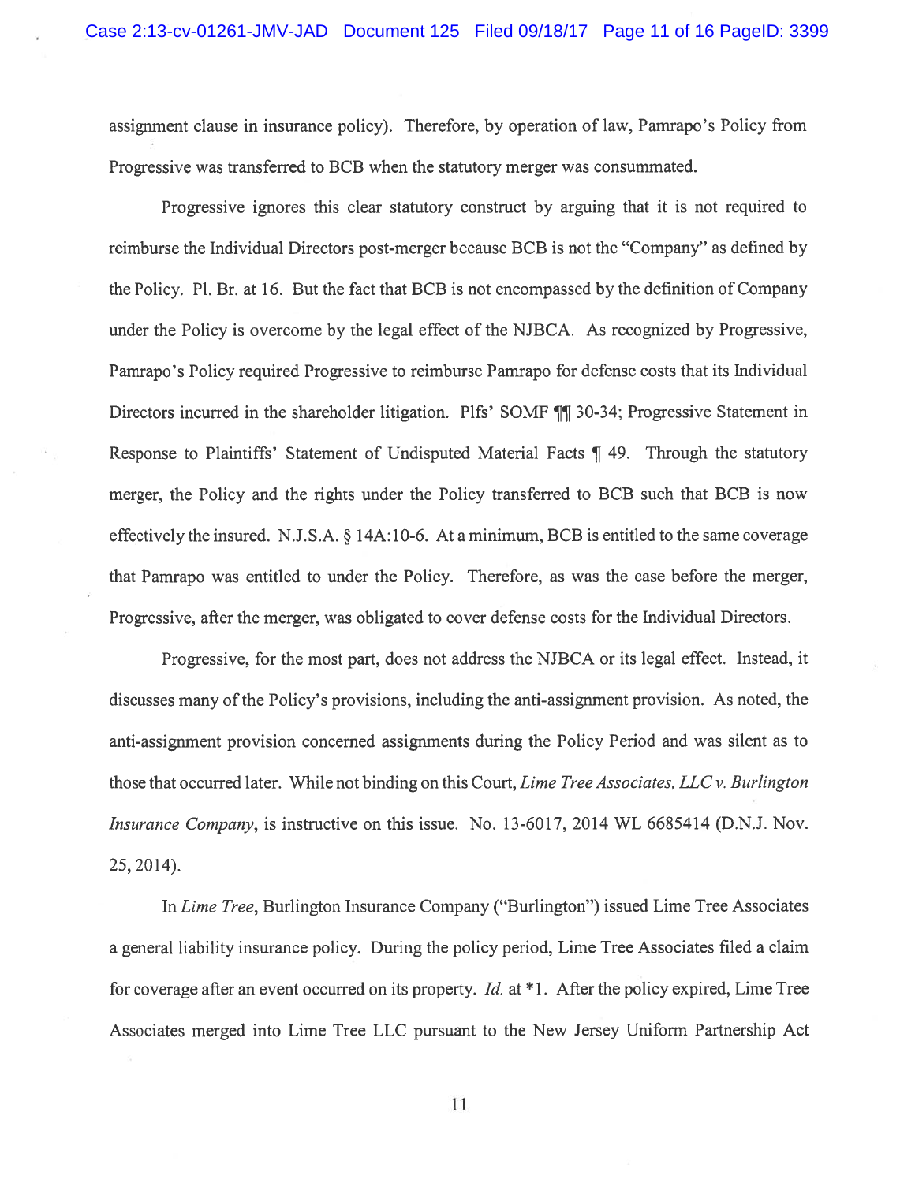assignment clause in insurance policy). Therefore, by operation of law, Pamrapo's Policy from Progressive was transferred to BCB when the statutory merger was consummated.

Progressive ignores this clear statutory construct by arguing that it is not required to reimburse the Individual Directors post-merger because BCB is not the "Company" as defined by the Policy. Pl. Br. at 16. But the fact that BCB is not encompassed by the definition of Company under the Policy is overcome by the legal effect of the NJBCA. As recognized by Progressive, Pamrapo's Policy required Progressive to reimburse Pamrapo for defense costs that its Individual Directors incurred in the shareholder litigation. Plfs' SOMF ¶¶ 30-34; Progressive Statement in Response to Plaintiffs' Statement of Undisputed Material Facts ¶ 49. Through the statutory merger, the Policy and the rights under the Policy transferred to BCB such that BCB is now effectively the insured. N.J.S.A. § 14A:10-6. At a minimum, BCB is entitled to the same coverage that Pamrapo was entitled to under the Policy. Therefore, as was the case before the merger, Progressive, after the merger, was obligated to cover defense costs for the Individual Directors.

Progressive, for the most part, does not address the NJBCA or its legal effect. Instead, it discusses many of the Policy's provisions, including the anti-assignment provision. As noted, the anti-assignment provision concerned assignments during the Policy Period and was silent as to those that occurred later. While not binding on this Court, *Lime Tree Associates, LLC v. Burlington Insurance Company*, is instructive on this issue. No. 13-6017, 2014 WL 6685414 (D.N.J. Nov. 25, 2014).

In *Lime Tree*, Burlington Insurance Company ("Burlington") issued Lime Tree Associates a general liability insurance policy. During the policy period, Lime Tree Associates filed a claim for coverage after an event occurred on its property. *Id.* at *1. After the policy expired, Lime Tree Associates merged into Lime Tree LLC pursuant to the New Jersey Uniform Partnership Act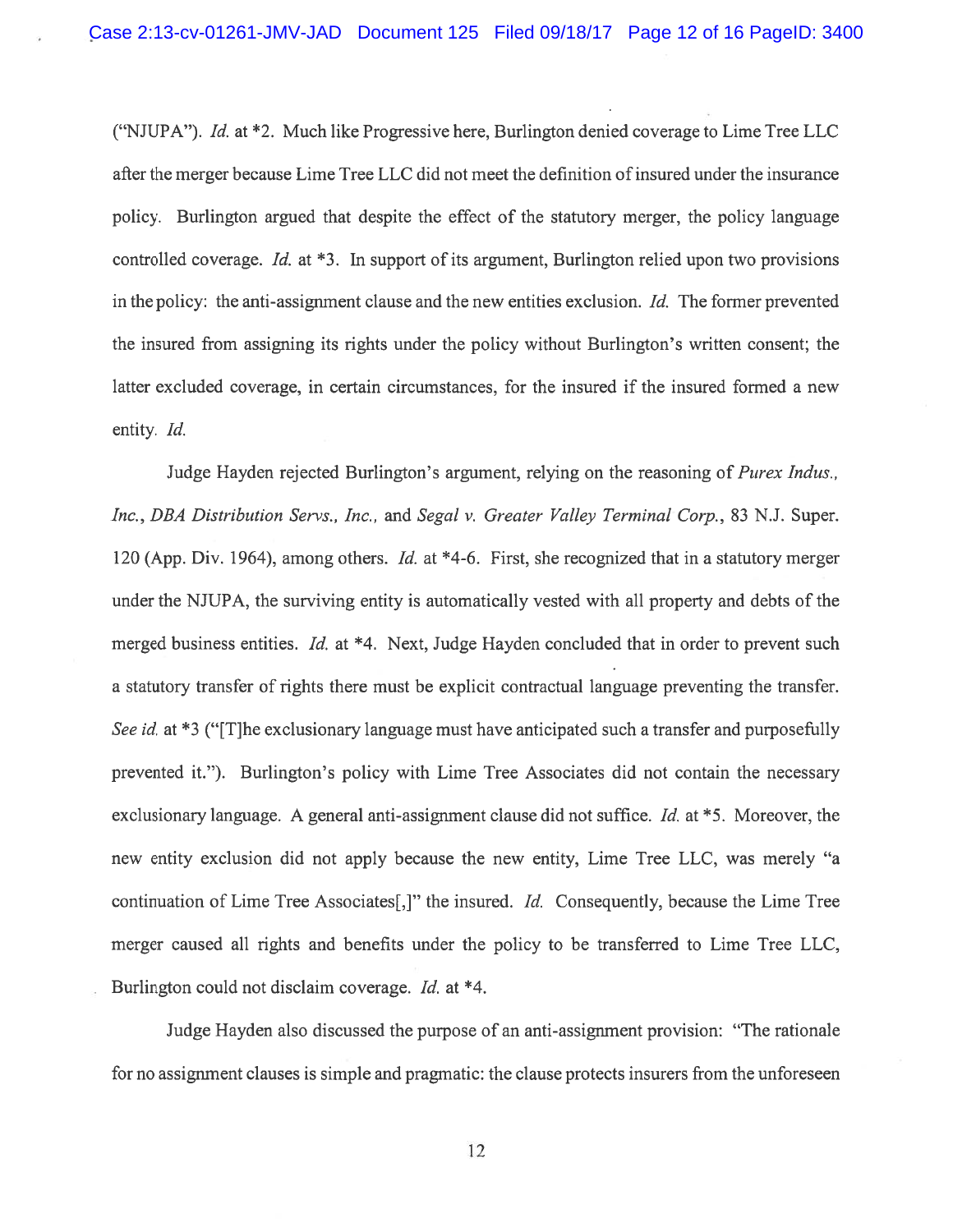("NJUPA"). *Id.* at *2. Much like Progressive here, Burlington denied coverage to Lime Tree LLC after the merger because Lime Tree LLC did not meet the definition of insured under the insurance policy. Burlington argued that despite the effect of the statutory merger, the policy language controlled coverage. *Id.* at *3. In support of its argument, Burlington relied upon two provisions in the policy: the anti-assignment clause and the new entities exclusion. *Id.* The former prevented the insured from assigning its rights under the policy without Burlington's written consent; the latter excluded coverage, in certain circumstances, for the insured if the insured formed a new entity. *Id.*

Judge Hayden rejected Burlington's argument, relying on the reasoning of *Purex Indus., Inc.*, *DBA Distribution Servs., Inc.*, and *Segal v. Greater Valley Terminal Corp.*, 83 N.J. Super. 120 (App. Div. 1964), among others. *Id.* at *4-6. First, she recognized that in a statutory merger under the NJUPA, the surviving entity is automatically vested with all property and debts of the merged business entities. *Id.* at *4. Next, Judge Hayden concluded that in order to prevent such a statutory transfer of rights there must be explicit contractual language preventing the transfer. *See id.* at *3 ("[T]he exclusionary language must have anticipated such a transfer and purposefully prevented it."). Burlington's policy with Lime Tree Associates did not contain the necessary exclusionary language. A general anti-assignment clause did not suffice. *Id.* at *5. Moreover, the new entity exclusion did not apply because the new entity, Lime Tree LLC, was merely "a continuation of Lime Tree Associates[,]" the insured. *Id.* Consequently, because the Lime Tree merger caused all rights and benefits under the policy to be transferred to Lime Tree LLC, Burlington could not disclaim coverage. *Id.* at *4.

Judge Hayden also discussed the purpose of an anti-assignment provision: "The rationale for no assignment clauses is simple and pragmatic: the clause protects insurers from the unforeseen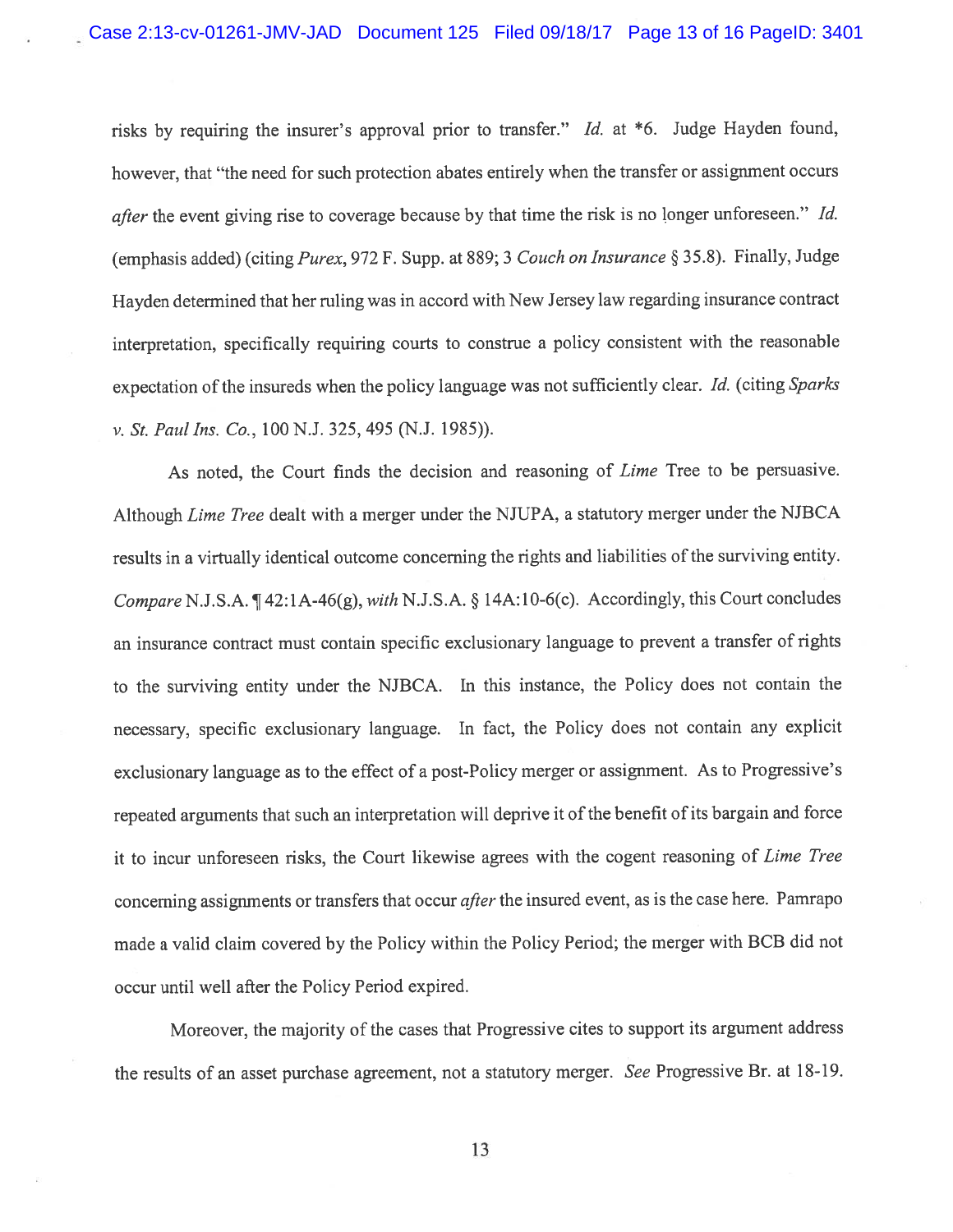risks by requiring the insurer's approval prior to transfer." *Id.* at *6. Judge Hayden found, however, that "the need for such protection abates entirely when the transfer or assignment occurs *after* the event giving rise to coverage because by that time the risk is no longer unforeseen." *Id.* (emphasis added) (citing *Purex*, 972 F. Supp. at 889; 3 *Couch on Insurance* § 35.8). Finally, Judge Hayden determined that her ruling was in accord with New Jersey law regarding insurance contract interpretation, specifically requiring courts to construe a policy consistent with the reasonable expectation of the insureds when the policy language was not sufficiently clear. *Id.* (citing *Sparks v. St. Paul Ins. Co.*, 100 N.J. 325, 495 (N.J. 1985)).

As noted, the Court finds the decision and reasoning of *Lime* Tree to be persuasive. Although *Lime Tree* dealt with a merger under the NJUPA, a statutory merger under the NJBCA results in a virtually identical outcome concerning the rights and liabilities of the surviving entity. *Compare* N.J.S.A. ¶ 42:1A-46(g), *with* N.J.S.A. § 14A:10-6(c). Accordingly, this Court concludes an insurance contract must contain specific exclusionary language to prevent a transfer of rights to the surviving entity under the NJBCA. In this instance, the Policy does not contain the necessary, specific exclusionary language. In fact, the Policy does not contain any explicit exclusionary language as to the effect of a post-Policy merger or assignment. As to Progressive's repeated arguments that such an interpretation will deprive it of the benefit of its bargain and force it to incur unforeseen risks, the Court likewise agrees with the cogent reasoning of *Lime Tree* concerning assignments or transfers that occur *after* the insured event, as is the case here. Pamrapo made a valid claim covered by the Policy within the Policy Period; the merger with BCB did not occur until well after the Policy Period expired.

Moreover, the majority of the cases that Progressive cites to support its argument address the results of an asset purchase agreement, not a statutory merger. *See* Progressive Br. at 18-19.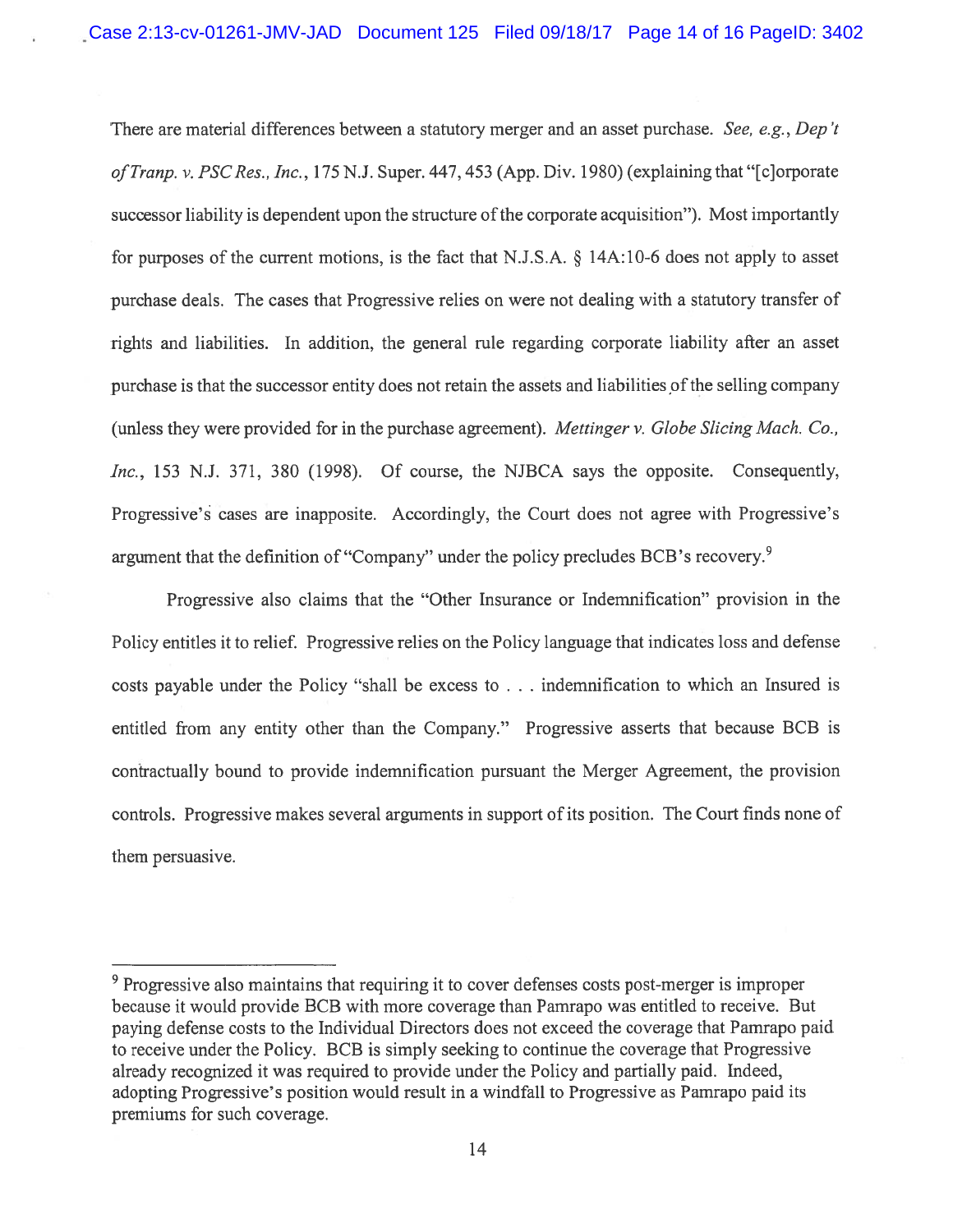There are material differences between a statutory merger and an asset purchase. *See, e.g.*, *Dep't of Tranp. v. PSC Res., Inc.*, 175 N.J. Super. 447, 453 (App. Div. 1980) (explaining that "[c]orporate successor liability is dependent upon the structure of the corporate acquisition"). Most importantly for purposes of the current motions, is the fact that N.J.S.A. § 14A:10-6 does not apply to asset purchase deals. The cases that Progressive relies on were not dealing with a statutory transfer of rights and liabilities. In addition, the general rule regarding corporate liability after an asset purchase is that the successor entity does not retain the assets and liabilities of the selling company (unless they were provided for in the purchase agreement). *Mettinger v. Globe Slicing Mach. Co., Inc.*, 153 N.J. 371, 380 (1998). Of course, the NJBCA says the opposite. Consequently, Progressive's cases are inapposite. Accordingly, the Court does not agree with Progressive's argument that the definition of "Company" under the policy precludes BCB's recovery.[9]

Progressive also claims that the "Other Insurance or Indemnification" provision in the Policy entitles it to relief. Progressive relies on the Policy language that indicates loss and defense costs payable under the Policy "shall be excess to . . . indemnification to which an Insured is entitled from any entity other than the Company." Progressive asserts that because BCB is contractually bound to provide indemnification pursuant the Merger Agreement, the provision controls. Progressive makes several arguments in support of its position. The Court finds none of them persuasive.

---

[9] Progressive also maintains that requiring it to cover defenses costs post-merger is improper because it would provide BCB with more coverage than Pamrapo was entitled to receive. But paying defense costs to the Individual Directors does not exceed the coverage that Pamrapo paid to receive under the Policy. BCB is simply seeking to continue the coverage that Progressive already recognized it was required to provide under the Policy and partially paid. Indeed, adopting Progressive's position would result in a windfall to Progressive as Pamrapo paid its premiums for such coverage.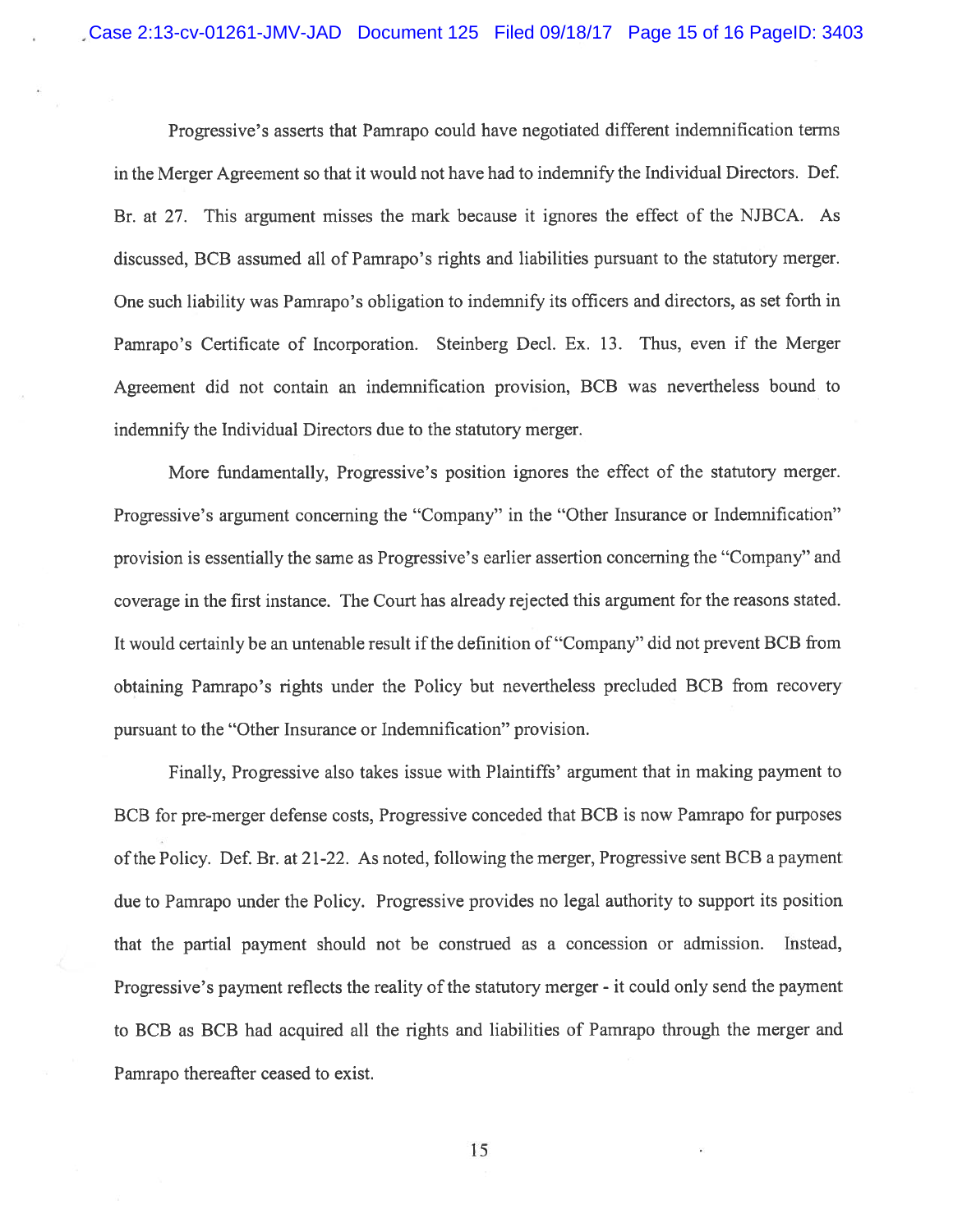Progressive's asserts that Pamrapo could have negotiated different indemnification terms in the Merger Agreement so that it would not have had to indemnify the Individual Directors. Def. Br. at 27. This argument misses the mark because it ignores the effect of the NJBCA. As discussed, BCB assumed all of Pamrapo's rights and liabilities pursuant to the statutory merger. One such liability was Pamrapo's obligation to indemnify its officers and directors, as set forth in Pamrapo's Certificate of Incorporation. Steinberg Decl. Ex. 13. Thus, even if the Merger Agreement did not contain an indemnification provision, BCB was nevertheless bound to indemnify the Individual Directors due to the statutory merger.

More fundamentally, Progressive's position ignores the effect of the statutory merger. Progressive's argument concerning the "Company" in the "Other Insurance or Indemnification" provision is essentially the same as Progressive's earlier assertion concerning the "Company" and coverage in the first instance. The Court has already rejected this argument for the reasons stated. It would certainly be an untenable result if the definition of "Company" did not prevent BCB from obtaining Pamrapo's rights under the Policy but nevertheless precluded BCB from recovery pursuant to the "Other Insurance or Indemnification" provision.

Finally, Progressive also takes issue with Plaintiffs' argument that in making payment to BCB for pre-merger defense costs, Progressive conceded that BCB is now Pamrapo for purposes of the Policy. Def. Br. at 21-22. As noted, following the merger, Progressive sent BCB a payment due to Pamrapo under the Policy. Progressive provides no legal authority to support its position that the partial payment should not be construed as a concession or admission. Instead, Progressive's payment reflects the reality of the statutory merger - it could only send the payment to BCB as BCB had acquired all the rights and liabilities of Pamrapo through the merger and Pamrapo thereafter ceased to exist.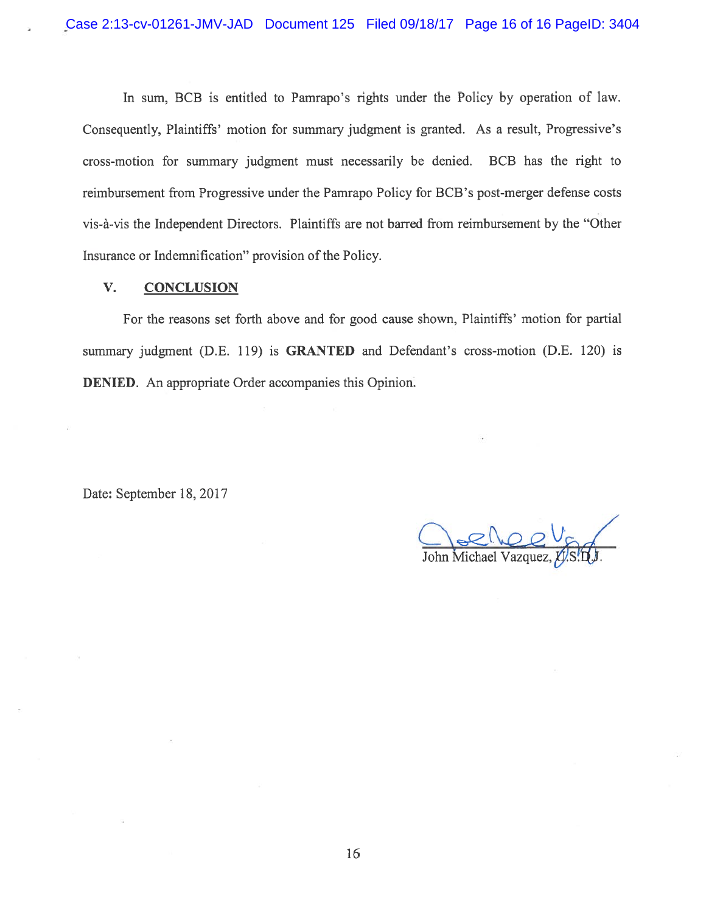In sum, BCB is entitled to Pamrapo's rights under the Policy by operation of law. Consequently, Plaintiffs' motion for summary judgment is granted. As a result, Progressive's cross-motion for summary judgment must necessarily be denied. BCB has the right to reimbursement from Progressive under the Pamrapo Policy for BCB's post-merger defense costs vis-à-vis the Independent Directors. Plaintiffs are not barred from reimbursement by the "Other Insurance or Indemnification" provision of the Policy.

## V. CONCLUSION

For the reasons set forth above and for good cause shown, Plaintiffs' motion for partial summary judgment (D.E. 119) is **GRANTED** and Defendant's cross-motion (D.E. 120) is **DENIED**. An appropriate Order accompanies this Opinion.

Date: September 18, 2017

John Michael Vazquez, U.S.D.J.